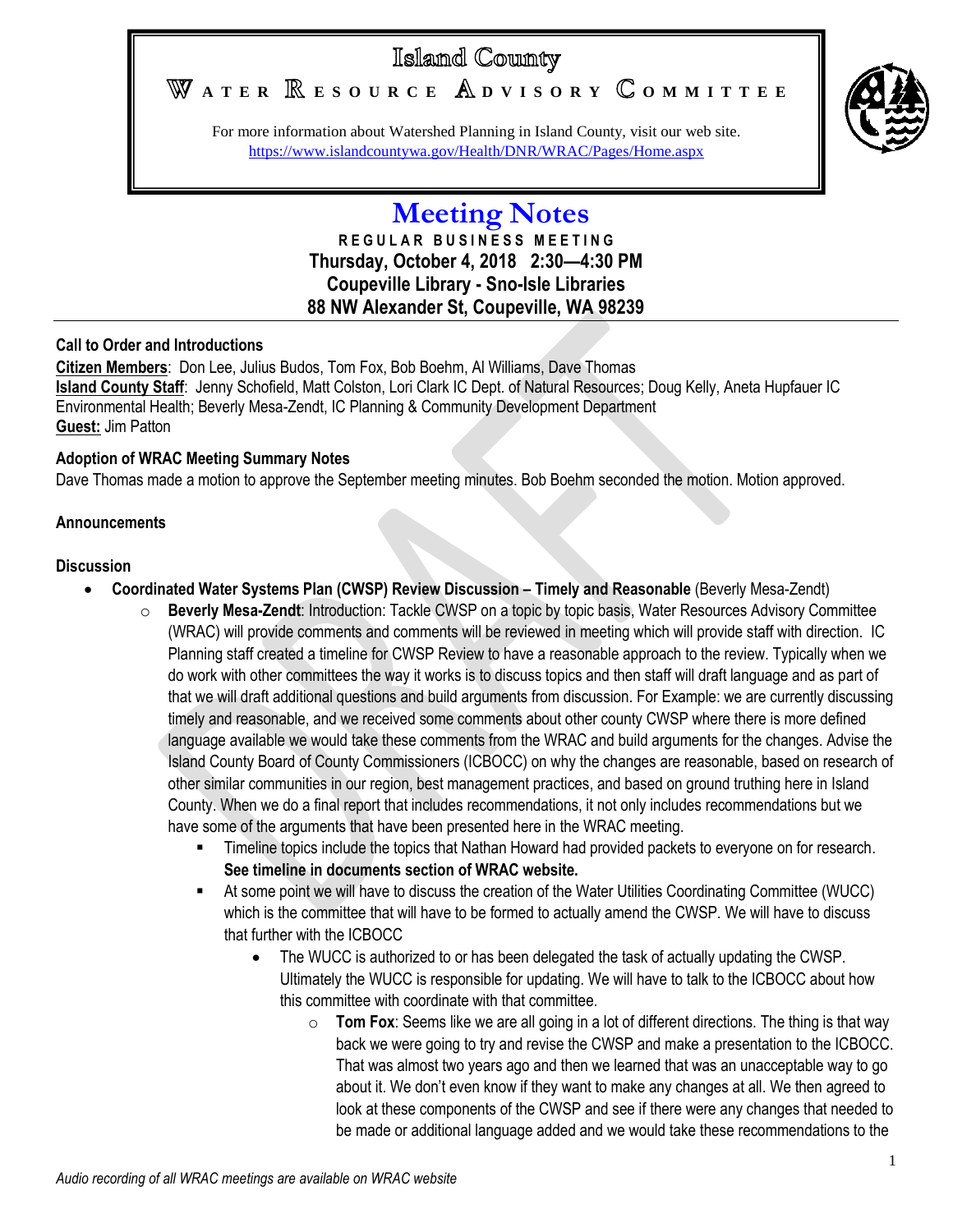# Island County

## Water Resource Advisory Committee

For more information about Watershed Planning in Island County, visit our web site.
https://www.islandcountywa.gov/Health/DNR/WRAC/Pages/Home.aspx

# Meeting Notes

**REGULAR BUSINESS MEETING**
**Thursday, October 4, 2018 2:30—4:30 PM**
**Coupeville Library - Sno-Isle Libraries**
**88 NW Alexander St, Coupeville, WA 98239**

### Call to Order and Introductions

**Citizen Members**: Don Lee, Julius Budos, Tom Fox, Bob Boehm, Al Williams, Dave Thomas
**Island County Staff**: Jenny Schofield, Matt Colston, Lori Clark IC Dept. of Natural Resources; Doug Kelly, Aneta Hupfauer IC Environmental Health; Beverly Mesa-Zendt, IC Planning & Community Development Department
**Guest:** Jim Patton

### Adoption of WRAC Meeting Summary Notes

Dave Thomas made a motion to approve the September meeting minutes. Bob Boehm seconded the motion. Motion approved.

### Announcements

### Discussion

- **Coordinated Water Systems Plan (CWSP) Review Discussion – Timely and Reasonable** (Beverly Mesa-Zendt)
  - **Beverly Mesa-Zendt**: Introduction: Tackle CWSP on a topic by topic basis, Water Resources Advisory Committee (WRAC) will provide comments and comments will be reviewed in meeting which will provide staff with direction. IC Planning staff created a timeline for CWSP Review to have a reasonable approach to the review. Typically when we do work with other committees the way it works is to discuss topics and then staff will draft language and as part of that we will draft additional questions and build arguments from discussion. For Example: we are currently discussing timely and reasonable, and we received some comments about other county CWSP where there is more defined language available we would take these comments from the WRAC and build arguments for the changes. Advise the Island County Board of County Commissioners (ICBOCC) on why the changes are reasonable, based on research of other similar communities in our region, best management practices, and based on ground truthing here in Island County. When we do a final report that includes recommendations, it not only includes recommendations but we have some of the arguments that have been presented here in the WRAC meeting.
    - Timeline topics include the topics that Nathan Howard had provided packets to everyone on for research. **See timeline in documents section of WRAC website.**
    - At some point we will have to discuss the creation of the Water Utilities Coordinating Committee (WUCC) which is the committee that will have to be formed to actually amend the CWSP. We will have to discuss that further with the ICBOCC
      - The WUCC is authorized to or has been delegated the task of actually updating the CWSP. Ultimately the WUCC is responsible for updating. We will have to talk to the ICBOCC about how this committee with coordinate with that committee.
        - **Tom Fox**: Seems like we are all going in a lot of different directions. The thing is that way back we were going to try and revise the CWSP and make a presentation to the ICBOCC. That was almost two years ago and then we learned that was an unacceptable way to go about it. We don't even know if they want to make any changes at all. We then agreed to look at these components of the CWSP and see if there were any changes that needed to be made or additional language added and we would take these recommendations to the

*Audio recording of all WRAC meetings are available on WRAC website*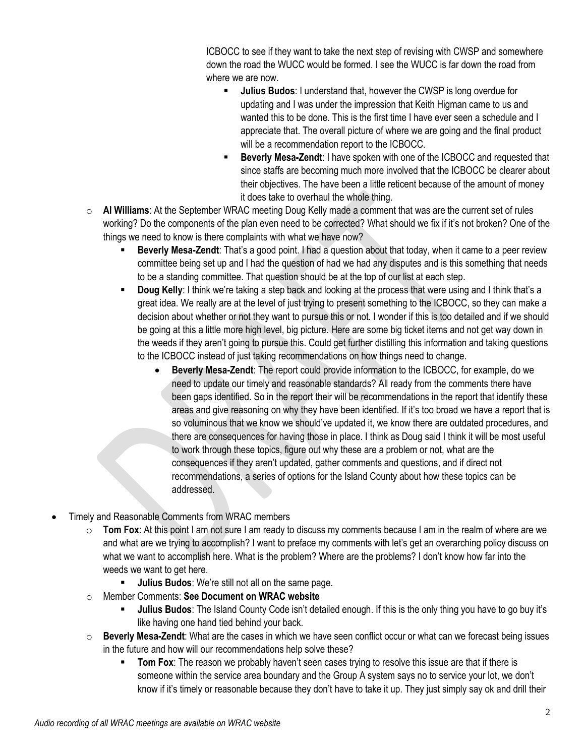ICBOCC to see if they want to take the next step of revising with CWSP and somewhere down the road the WUCC would be formed. I see the WUCC is far down the road from where we are now.

- **Julius Budos**: I understand that, however the CWSP is long overdue for updating and I was under the impression that Keith Higman came to us and wanted this to be done. This is the first time I have ever seen a schedule and I appreciate that. The overall picture of where we are going and the final product will be a recommendation report to the ICBOCC.
- **Beverly Mesa-Zendt**: I have spoken with one of the ICBOCC and requested that since staffs are becoming much more involved that the ICBOCC be clearer about their objectives. The have been a little reticent because of the amount of money it does take to overhaul the whole thing.

- **Al Williams**: At the September WRAC meeting Doug Kelly made a comment that was are the current set of rules working? Do the components of the plan even need to be corrected? What should we fix if it's not broken? One of the things we need to know is there complaints with what we have now?
  - **Beverly Mesa-Zendt**: That's a good point. I had a question about that today, when it came to a peer review committee being set up and I had the question of had we had any disputes and is this something that needs to be a standing committee. That question should be at the top of our list at each step.
  - **Doug Kelly**: I think we're taking a step back and looking at the process that were using and I think that's a great idea. We really are at the level of just trying to present something to the ICBOCC, so they can make a decision about whether or not they want to pursue this or not. I wonder if this is too detailed and if we should be going at this a little more high level, big picture. Here are some big ticket items and not get way down in the weeds if they aren't going to pursue this. Could get further distilling this information and taking questions to the ICBOCC instead of just taking recommendations on how things need to change.
    - **Beverly Mesa-Zendt**: The report could provide information to the ICBOCC, for example, do we need to update our timely and reasonable standards? All ready from the comments there have been gaps identified. So in the report their will be recommendations in the report that identify these areas and give reasoning on why they have been identified. If it's too broad we have a report that is so voluminous that we know we should've updated it, we know there are outdated procedures, and there are consequences for having those in place. I think as Doug said I think it will be most useful to work through these topics, figure out why these are a problem or not, what are the consequences if they aren't updated, gather comments and questions, and if direct not recommendations, a series of options for the Island County about how these topics can be addressed.

- Timely and Reasonable Comments from WRAC members
  - **Tom Fox**: At this point I am not sure I am ready to discuss my comments because I am in the realm of where are we and what are we trying to accomplish? I want to preface my comments with let's get an overarching policy discuss on what we want to accomplish here. What is the problem? Where are the problems? I don't know how far into the weeds we want to get here.
    - **Julius Budos**: We're still not all on the same page.
  - Member Comments: **See Document on WRAC website**
    - **Julius Budos**: The Island County Code isn't detailed enough. If this is the only thing you have to go buy it's like having one hand tied behind your back.
  - **Beverly Mesa-Zendt**: What are the cases in which we have seen conflict occur or what can we forecast being issues in the future and how will our recommendations help solve these?
    - **Tom Fox**: The reason we probably haven't seen cases trying to resolve this issue are that if there is someone within the service area boundary and the Group A system says no to service your lot, we don't know if it's timely or reasonable because they don't have to take it up. They just simply say ok and drill their

*Audio recording of all WRAC meetings are available on WRAC website*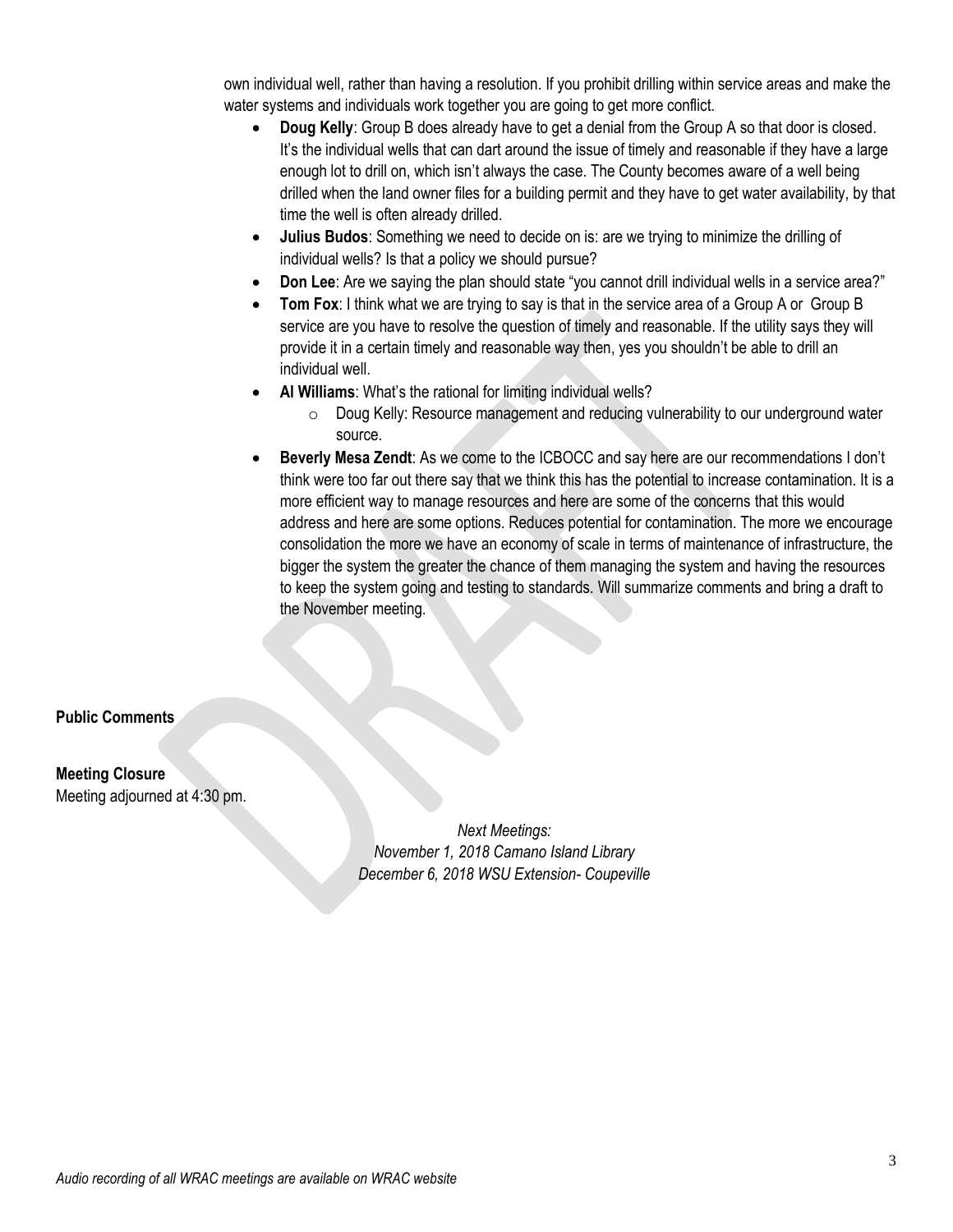own individual well, rather than having a resolution. If you prohibit drilling within service areas and make the water systems and individuals work together you are going to get more conflict.

- **Doug Kelly**: Group B does already have to get a denial from the Group A so that door is closed. It's the individual wells that can dart around the issue of timely and reasonable if they have a large enough lot to drill on, which isn't always the case. The County becomes aware of a well being drilled when the land owner files for a building permit and they have to get water availability, by that time the well is often already drilled.
- **Julius Budos**: Something we need to decide on is: are we trying to minimize the drilling of individual wells? Is that a policy we should pursue?
- **Don Lee**: Are we saying the plan should state "you cannot drill individual wells in a service area?"
- **Tom Fox**: I think what we are trying to say is that in the service area of a Group A or Group B service are you have to resolve the question of timely and reasonable. If the utility says they will provide it in a certain timely and reasonable way then, yes you shouldn't be able to drill an individual well.
- **Al Williams**: What's the rational for limiting individual wells?
  - Doug Kelly: Resource management and reducing vulnerability to our underground water source.
- **Beverly Mesa Zendt**: As we come to the ICBOCC and say here are our recommendations I don't think were too far out there say that we think this has the potential to increase contamination. It is a more efficient way to manage resources and here are some of the concerns that this would address and here are some options. Reduces potential for contamination. The more we encourage consolidation the more we have an economy of scale in terms of maintenance of infrastructure, the bigger the system the greater the chance of them managing the system and having the resources to keep the system going and testing to standards. Will summarize comments and bring a draft to the November meeting.

**Public Comments**

**Meeting Closure**

Meeting adjourned at 4:30 pm.

*Next Meetings:*
*November 1, 2018 Camano Island Library*
*December 6, 2018 WSU Extension- Coupeville*

*Audio recording of all WRAC meetings are available on WRAC website*